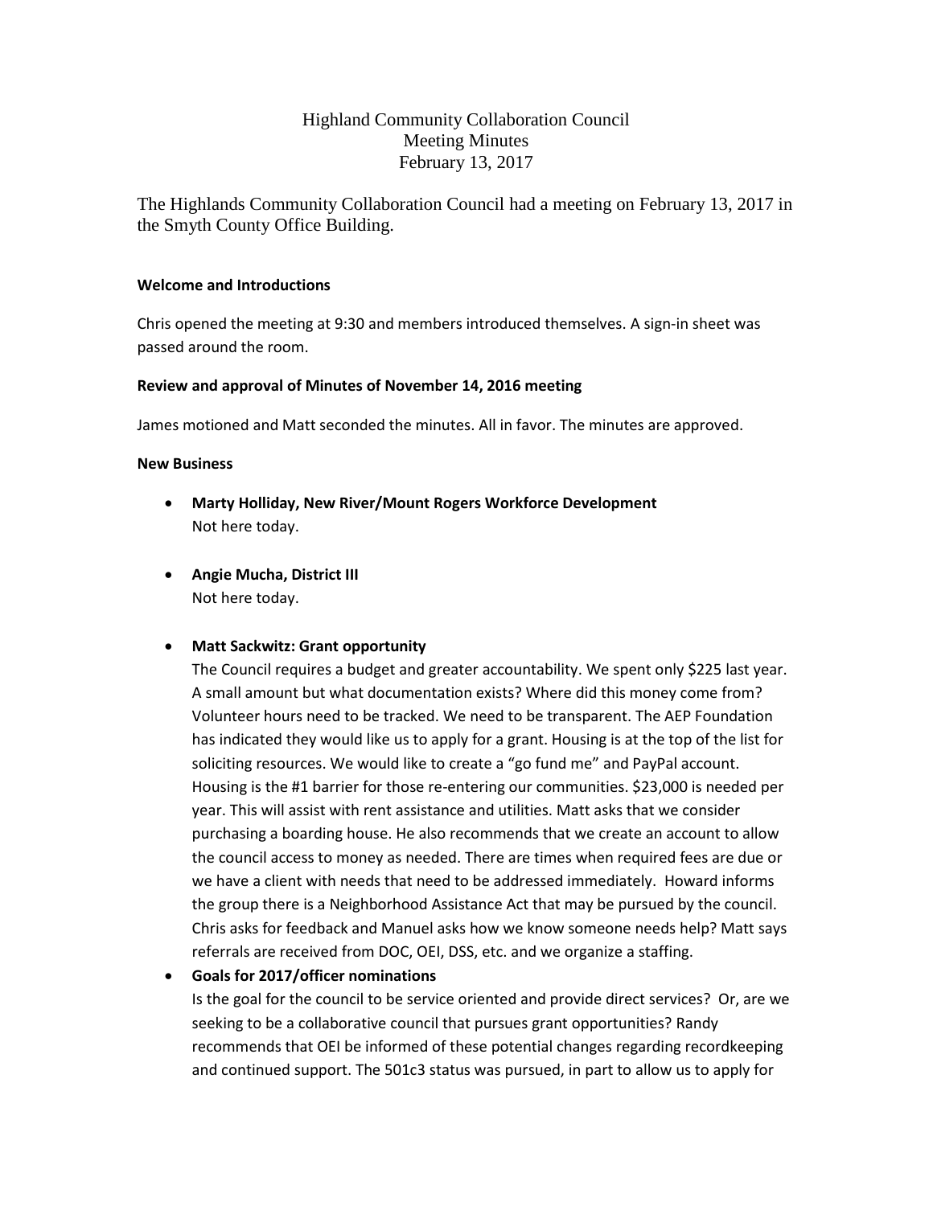# Highland Community Collaboration Council
## Meeting Minutes
## February 13, 2017

The Highlands Community Collaboration Council had a meeting on February 13, 2017 in the Smyth County Office Building.

**Welcome and Introductions**

Chris opened the meeting at 9:30 and members introduced themselves. A sign-in sheet was passed around the room.

**Review and approval of Minutes of November 14, 2016 meeting**

James motioned and Matt seconded the minutes. All in favor. The minutes are approved.

**New Business**

- **Marty Holliday, New River/Mount Rogers Workforce Development**
  Not here today.

- **Angie Mucha, District III**
  Not here today.

- **Matt Sackwitz: Grant opportunity**
  The Council requires a budget and greater accountability. We spent only $225 last year. A small amount but what documentation exists? Where did this money come from? Volunteer hours need to be tracked. We need to be transparent. The AEP Foundation has indicated they would like us to apply for a grant. Housing is at the top of the list for soliciting resources. We would like to create a "go fund me" and PayPal account. Housing is the #1 barrier for those re-entering our communities. $23,000 is needed per year. This will assist with rent assistance and utilities. Matt asks that we consider purchasing a boarding house. He also recommends that we create an account to allow the council access to money as needed. There are times when required fees are due or we have a client with needs that need to be addressed immediately. Howard informs the group there is a Neighborhood Assistance Act that may be pursued by the council. Chris asks for feedback and Manuel asks how we know someone needs help? Matt says referrals are received from DOC, OEI, DSS, etc. and we organize a staffing.

- **Goals for 2017/officer nominations**
  Is the goal for the council to be service oriented and provide direct services? Or, are we seeking to be a collaborative council that pursues grant opportunities? Randy recommends that OEI be informed of these potential changes regarding recordkeeping and continued support. The 501c3 status was pursued, in part to allow us to apply for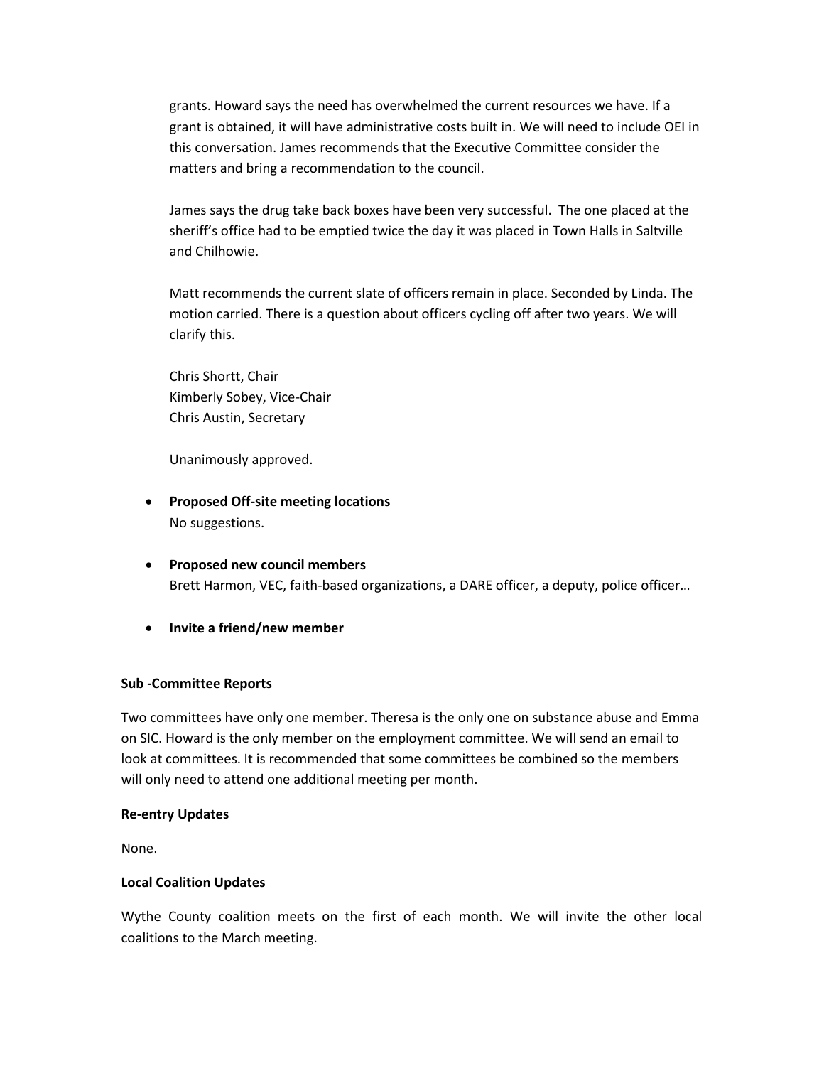grants. Howard says the need has overwhelmed the current resources we have. If a grant is obtained, it will have administrative costs built in. We will need to include OEI in this conversation. James recommends that the Executive Committee consider the matters and bring a recommendation to the council.

James says the drug take back boxes have been very successful. The one placed at the sheriff's office had to be emptied twice the day it was placed in Town Halls in Saltville and Chilhowie.

Matt recommends the current slate of officers remain in place. Seconded by Linda. The motion carried. There is a question about officers cycling off after two years. We will clarify this.

Chris Shortt, Chair
Kimberly Sobey, Vice-Chair
Chris Austin, Secretary

Unanimously approved.

- **Proposed Off-site meeting locations**
  No suggestions.

- **Proposed new council members**
  Brett Harmon, VEC, faith-based organizations, a DARE officer, a deputy, police officer…

- **Invite a friend/new member**

**Sub -Committee Reports**

Two committees have only one member. Theresa is the only one on substance abuse and Emma on SIC. Howard is the only member on the employment committee. We will send an email to look at committees. It is recommended that some committees be combined so the members will only need to attend one additional meeting per month.

**Re-entry Updates**

None.

**Local Coalition Updates**

Wythe County coalition meets on the first of each month. We will invite the other local coalitions to the March meeting.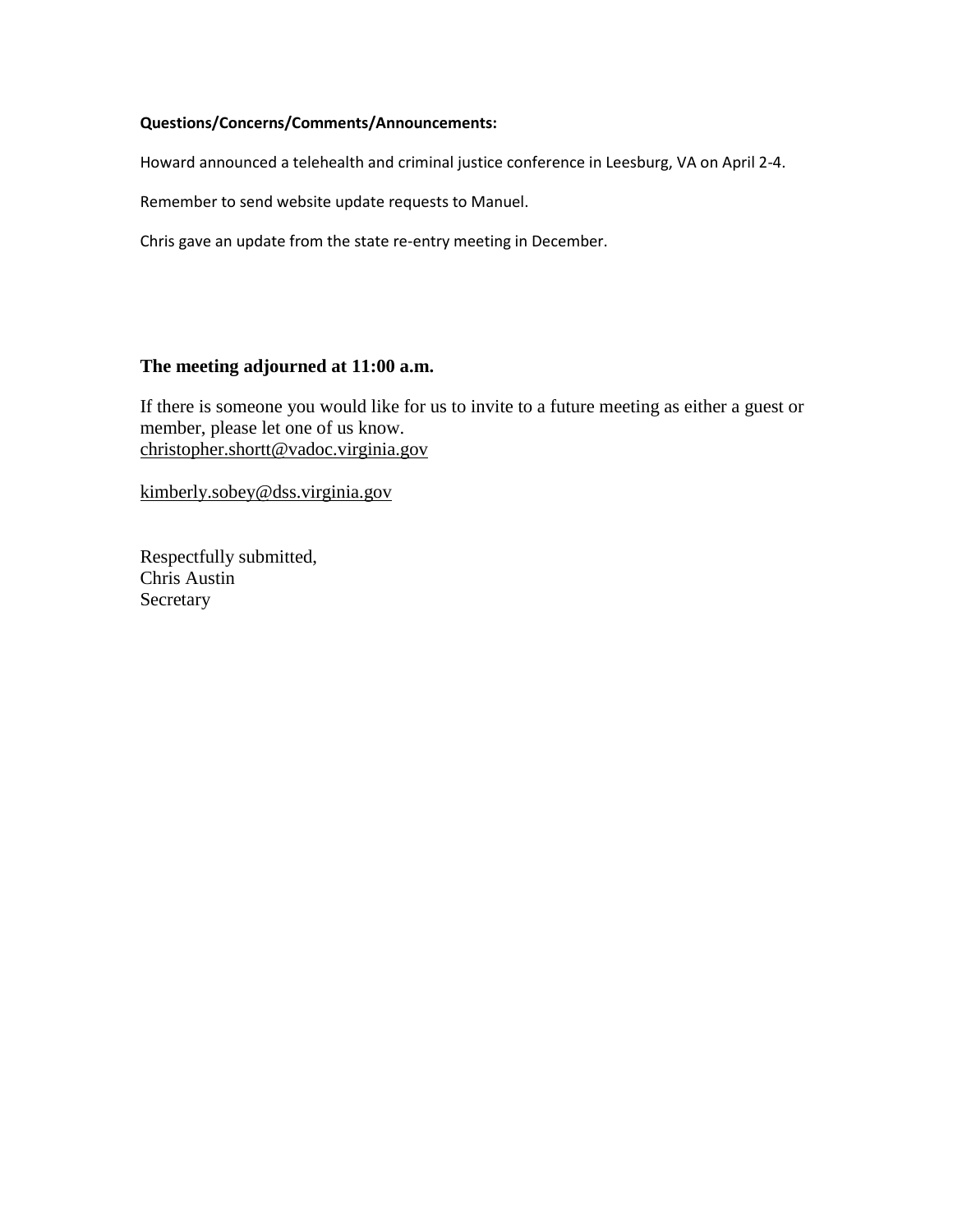**Questions/Concerns/Comments/Announcements:**

Howard announced a telehealth and criminal justice conference in Leesburg, VA on April 2-4.

Remember to send website update requests to Manuel.

Chris gave an update from the state re-entry meeting in December.

**The meeting adjourned at 11:00 a.m.**

If there is someone you would like for us to invite to a future meeting as either a guest or member, please let one of us know.
christopher.shortt@vadoc.virginia.gov

kimberly.sobey@dss.virginia.gov

Respectfully submitted,
Chris Austin
Secretary